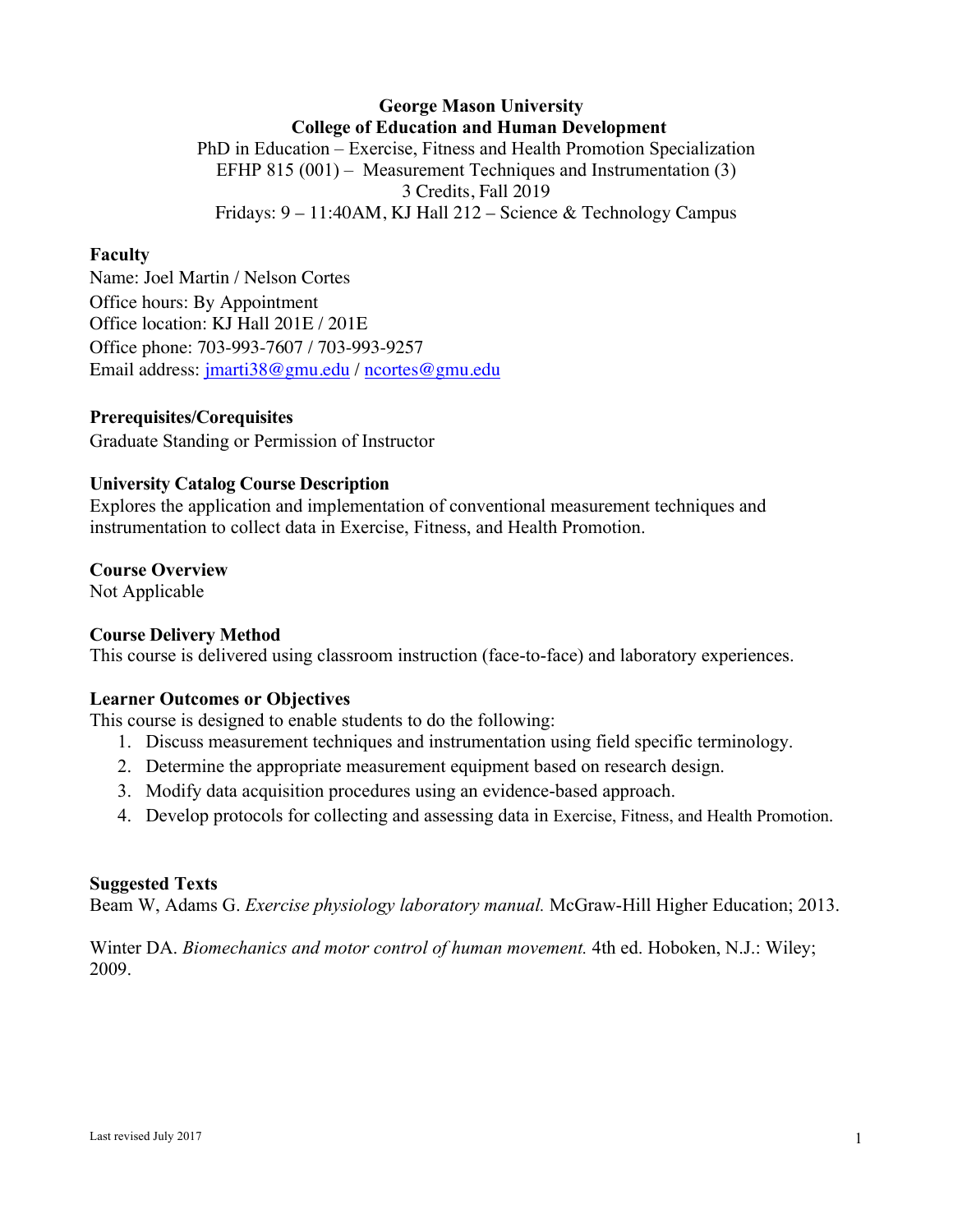**George Mason University**
**College of Education and Human Development**
PhD in Education – Exercise, Fitness and Health Promotion Specialization
EFHP 815 (001) – Measurement Techniques and Instrumentation (3)
3 Credits, Fall 2019
Fridays: 9 – 11:40AM, KJ Hall 212 – Science & Technology Campus

**Faculty**
Name: Joel Martin / Nelson Cortes
Office hours: By Appointment
Office location: KJ Hall 201E / 201E
Office phone: 703-993-7607 / 703-993-9257
Email address: jmarti38@gmu.edu / ncortes@gmu.edu

**Prerequisites/Corequisites**
Graduate Standing or Permission of Instructor

**University Catalog Course Description**
Explores the application and implementation of conventional measurement techniques and instrumentation to collect data in Exercise, Fitness, and Health Promotion.

**Course Overview**
Not Applicable

**Course Delivery Method**
This course is delivered using classroom instruction (face-to-face) and laboratory experiences.

**Learner Outcomes or Objectives**
This course is designed to enable students to do the following:

1. Discuss measurement techniques and instrumentation using field specific terminology.
2. Determine the appropriate measurement equipment based on research design.
3. Modify data acquisition procedures using an evidence-based approach.
4. Develop protocols for collecting and assessing data in Exercise, Fitness, and Health Promotion.

**Suggested Texts**
Beam W, Adams G. *Exercise physiology laboratory manual.* McGraw-Hill Higher Education; 2013.

Winter DA. *Biomechanics and motor control of human movement.* 4th ed. Hoboken, N.J.: Wiley; 2009.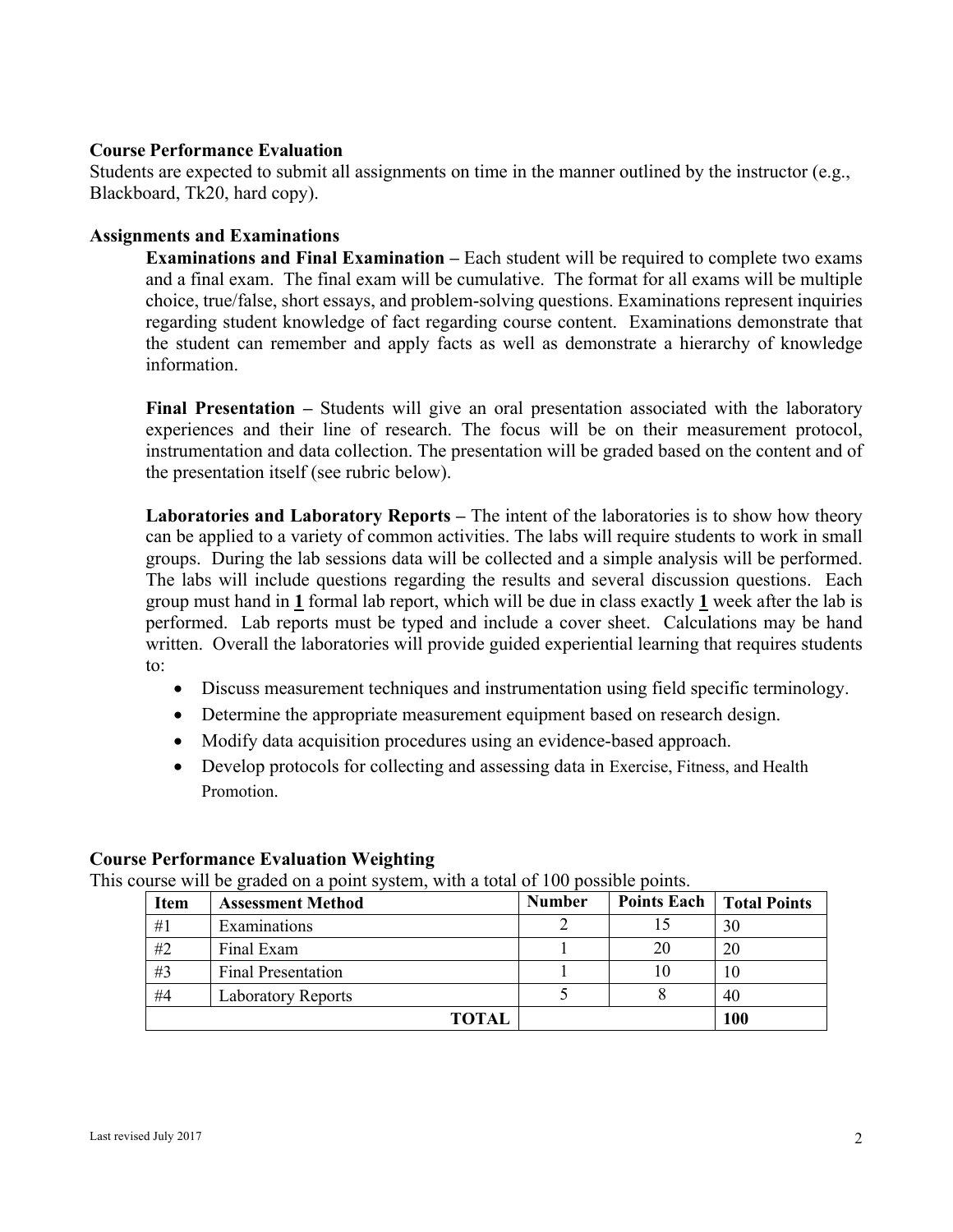**Course Performance Evaluation**

Students are expected to submit all assignments on time in the manner outlined by the instructor (e.g., Blackboard, Tk20, hard copy).

**Assignments and Examinations**

**Examinations and Final Examination –** Each student will be required to complete two exams and a final exam. The final exam will be cumulative. The format for all exams will be multiple choice, true/false, short essays, and problem-solving questions. Examinations represent inquiries regarding student knowledge of fact regarding course content. Examinations demonstrate that the student can remember and apply facts as well as demonstrate a hierarchy of knowledge information.

**Final Presentation –** Students will give an oral presentation associated with the laboratory experiences and their line of research. The focus will be on their measurement protocol, instrumentation and data collection. The presentation will be graded based on the content and of the presentation itself (see rubric below).

**Laboratories and Laboratory Reports –** The intent of the laboratories is to show how theory can be applied to a variety of common activities. The labs will require students to work in small groups. During the lab sessions data will be collected and a simple analysis will be performed. The labs will include questions regarding the results and several discussion questions. Each group must hand in **1** formal lab report, which will be due in class exactly **1** week after the lab is performed. Lab reports must be typed and include a cover sheet. Calculations may be hand written. Overall the laboratories will provide guided experiential learning that requires students to:

- Discuss measurement techniques and instrumentation using field specific terminology.
- Determine the appropriate measurement equipment based on research design.
- Modify data acquisition procedures using an evidence-based approach.
- Develop protocols for collecting and assessing data in Exercise, Fitness, and Health Promotion.

**Course Performance Evaluation Weighting**

This course will be graded on a point system, with a total of 100 possible points.

| Item | Assessment Method | Number | Points Each | Total Points |
|---|---|---|---|---|
| #1 | Examinations | 2 | 15 | 30 |
| #2 | Final Exam | 1 | 20 | 20 |
| #3 | Final Presentation | 1 | 10 | 10 |
| #4 | Laboratory Reports | 5 | 8 | 40 |
| | **TOTAL** | | | **100** |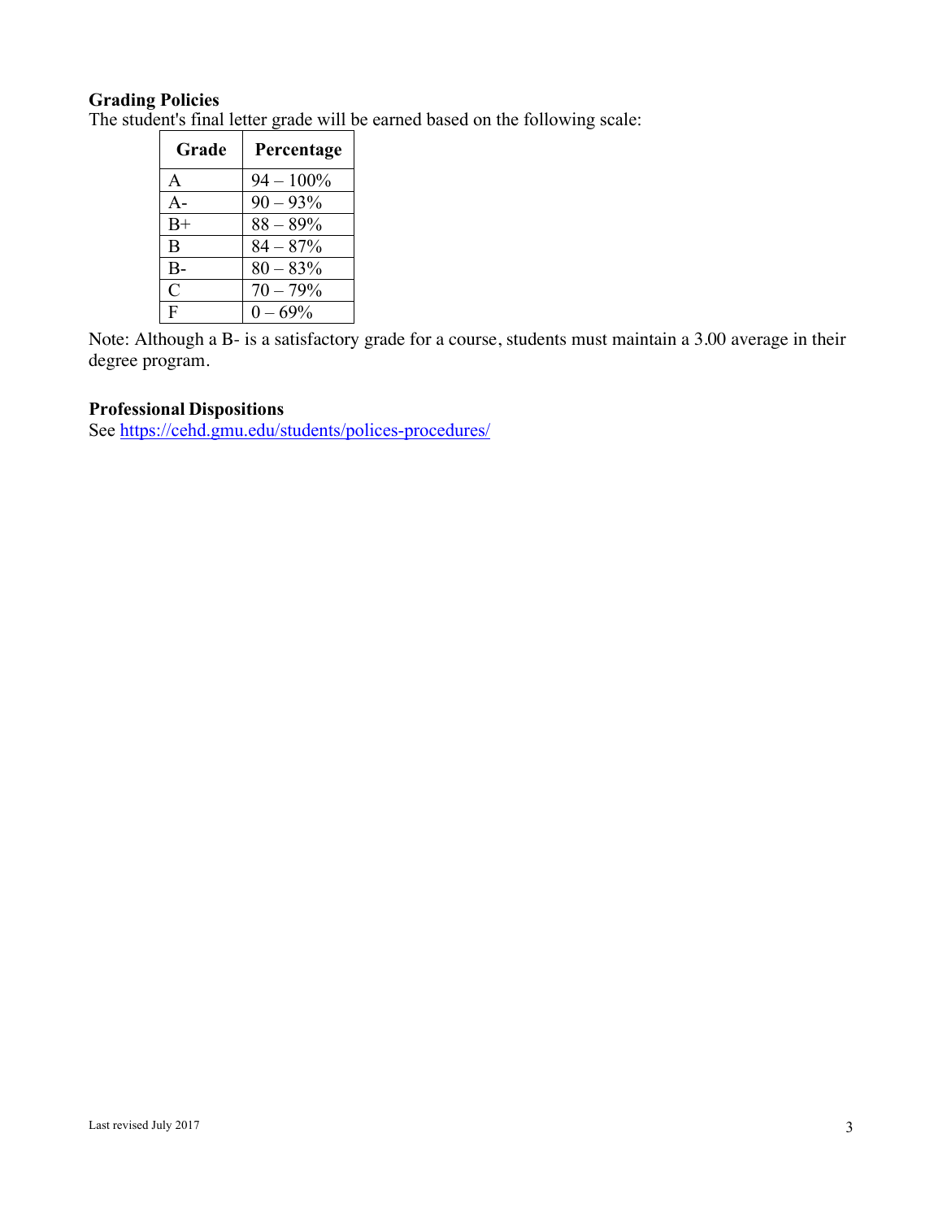**Grading Policies**

The student's final letter grade will be earned based on the following scale:

| Grade | Percentage |
|---|---|
| A | 94 – 100% |
| A- | 90 – 93% |
| B+ | 88 – 89% |
| B | 84 – 87% |
| B- | 80 – 83% |
| C | 70 – 79% |
| F | 0 – 69% |

Note: Although a B- is a satisfactory grade for a course, students must maintain a 3.00 average in their degree program.

**Professional Dispositions**

See https://cehd.gmu.edu/students/polices-procedures/

Last revised July 2017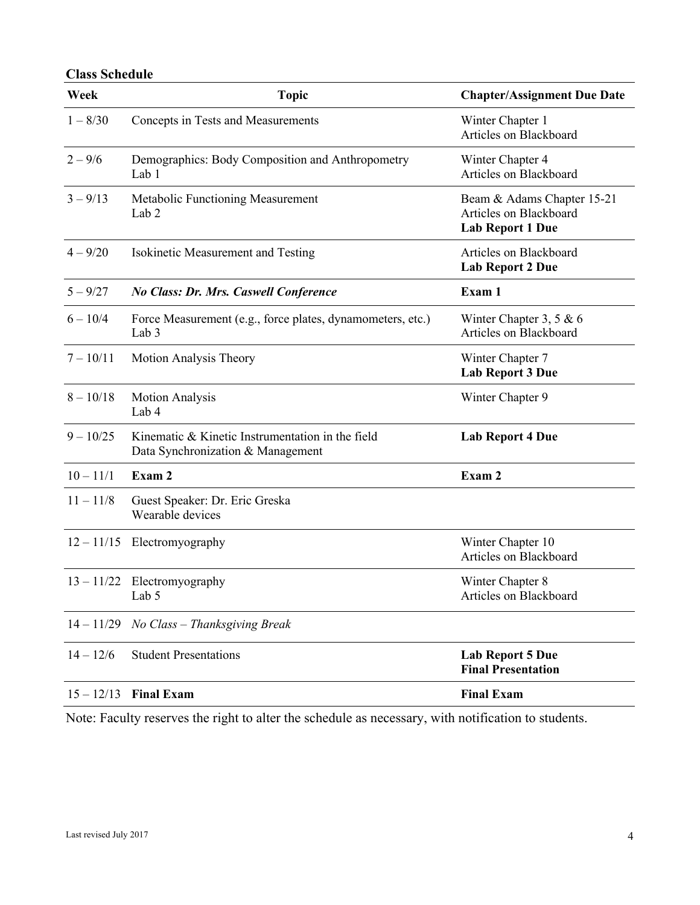**Class Schedule**

| Week | Topic | Chapter/Assignment Due Date |
|---|---|---|
| 1 – 8/30 | Concepts in Tests and Measurements | Winter Chapter 1<br>Articles on Blackboard |
| 2 – 9/6 | Demographics: Body Composition and Anthropometry<br>Lab 1 | Winter Chapter 4<br>Articles on Blackboard |
| 3 – 9/13 | Metabolic Functioning Measurement<br>Lab 2 | Beam & Adams Chapter 15-21<br>Articles on Blackboard<br>**Lab Report 1 Due** |
| 4 – 9/20 | Isokinetic Measurement and Testing | Articles on Blackboard<br>**Lab Report 2 Due** |
| 5 – 9/27 | ***No Class: Dr. Mrs. Caswell Conference*** | **Exam 1** |
| 6 – 10/4 | Force Measurement (e.g., force plates, dynamometers, etc.)<br>Lab 3 | Winter Chapter 3, 5 & 6<br>Articles on Blackboard |
| 7 – 10/11 | Motion Analysis Theory | Winter Chapter 7<br>**Lab Report 3 Due** |
| 8 – 10/18 | Motion Analysis<br>Lab 4 | Winter Chapter 9 |
| 9 – 10/25 | Kinematic & Kinetic Instrumentation in the field<br>Data Synchronization & Management | **Lab Report 4 Due** |
| 10 – 11/1 | **Exam 2** | **Exam 2** |
| 11 – 11/8 | Guest Speaker: Dr. Eric Greska<br>Wearable devices | |
| 12 – 11/15 | Electromyography | Winter Chapter 10<br>Articles on Blackboard |
| 13 – 11/22 | Electromyography<br>Lab 5 | Winter Chapter 8<br>Articles on Blackboard |
| 14 – 11/29 | *No Class – Thanksgiving Break* | |
| 14 – 12/6 | Student Presentations | **Lab Report 5 Due**<br>**Final Presentation** |
| 15 – 12/13 | **Final Exam** | **Final Exam** |

Note: Faculty reserves the right to alter the schedule as necessary, with notification to students.

Last revised July 2017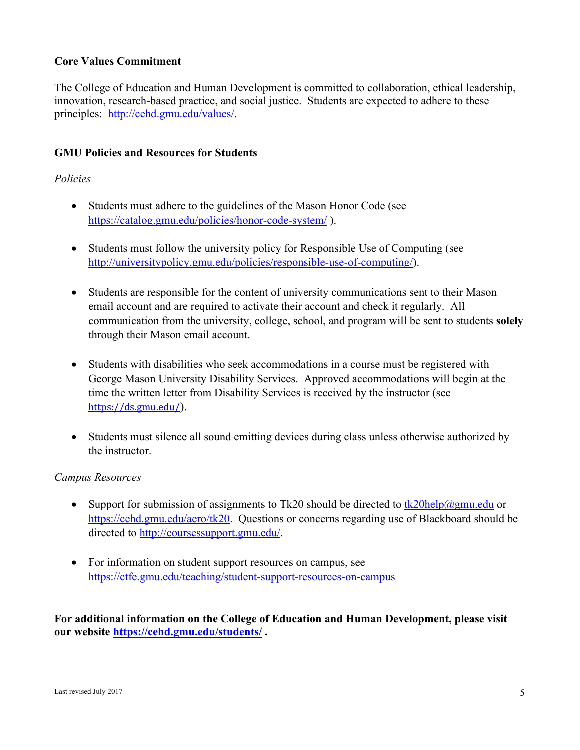**Core Values Commitment**

The College of Education and Human Development is committed to collaboration, ethical leadership, innovation, research-based practice, and social justice. Students are expected to adhere to these principles: http://cehd.gmu.edu/values/.

**GMU Policies and Resources for Students**

*Policies*

- Students must adhere to the guidelines of the Mason Honor Code (see https://catalog.gmu.edu/policies/honor-code-system/ ).

- Students must follow the university policy for Responsible Use of Computing (see http://universitypolicy.gmu.edu/policies/responsible-use-of-computing/).

- Students are responsible for the content of university communications sent to their Mason email account and are required to activate their account and check it regularly. All communication from the university, college, school, and program will be sent to students **solely** through their Mason email account.

- Students with disabilities who seek accommodations in a course must be registered with George Mason University Disability Services. Approved accommodations will begin at the time the written letter from Disability Services is received by the instructor (see https://ds.gmu.edu/).

- Students must silence all sound emitting devices during class unless otherwise authorized by the instructor.

*Campus Resources*

- Support for submission of assignments to Tk20 should be directed to tk20help@gmu.edu or https://cehd.gmu.edu/aero/tk20. Questions or concerns regarding use of Blackboard should be directed to http://coursessupport.gmu.edu/.

- For information on student support resources on campus, see https://ctfe.gmu.edu/teaching/student-support-resources-on-campus

**For additional information on the College of Education and Human Development, please visit our website https://cehd.gmu.edu/students/ .**

Last revised July 2017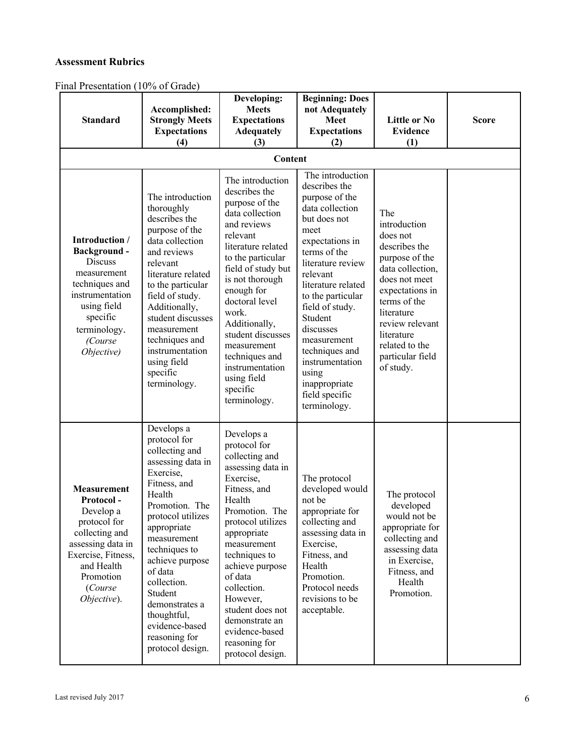**Assessment Rubrics**

Final Presentation (10% of Grade)

| Standard | Accomplished: Strongly Meets Expectations (4) | Developing: Meets Expectations Adequately (3) | Beginning: Does not Adequately Meet Expectations (2) | Little or No Evidence (1) | Score |
|---|---|---|---|---|---|
| **Content** | | | | | |
| **Introduction / Background -** Discuss measurement techniques and instrumentation using field specific terminology. *(Course Objective)* | The introduction thoroughly describes the purpose of the data collection and reviews relevant literature related to the particular field of study. Additionally, student discusses measurement techniques and instrumentation using field specific terminology. | The introduction describes the purpose of the data collection and reviews relevant literature related to the particular field of study but is not thorough enough for doctoral level work. Additionally, student discusses measurement techniques and instrumentation using field specific terminology. | The introduction describes the purpose of the data collection but does not meet expectations in terms of the literature review relevant literature related to the particular field of study. Student discusses measurement techniques and instrumentation using inappropriate field specific terminology. | The introduction does not describes the purpose of the data collection, does not meet expectations in terms of the literature review relevant literature related to the particular field of study. | |
| **Measurement Protocol -** Develop a protocol for collecting and assessing data in Exercise, Fitness, and Health Promotion (*Course Objective*). | Develops a protocol for collecting and assessing data in Exercise, Fitness, and Health Promotion. The protocol utilizes appropriate measurement techniques to achieve purpose of data collection. Student demonstrates a thoughtful, evidence-based reasoning for protocol design. | Develops a protocol for collecting and assessing data in Exercise, Fitness, and Health Promotion. The protocol utilizes appropriate measurement techniques to achieve purpose of data collection. However, student does not demonstrate an evidence-based reasoning for protocol design. | The protocol developed would not be appropriate for collecting and assessing data in Exercise, Fitness, and Health Promotion. Protocol needs revisions to be acceptable. | The protocol developed would not be appropriate for collecting and assessing data in Exercise, Fitness, and Health Promotion. | |

Last revised July 2017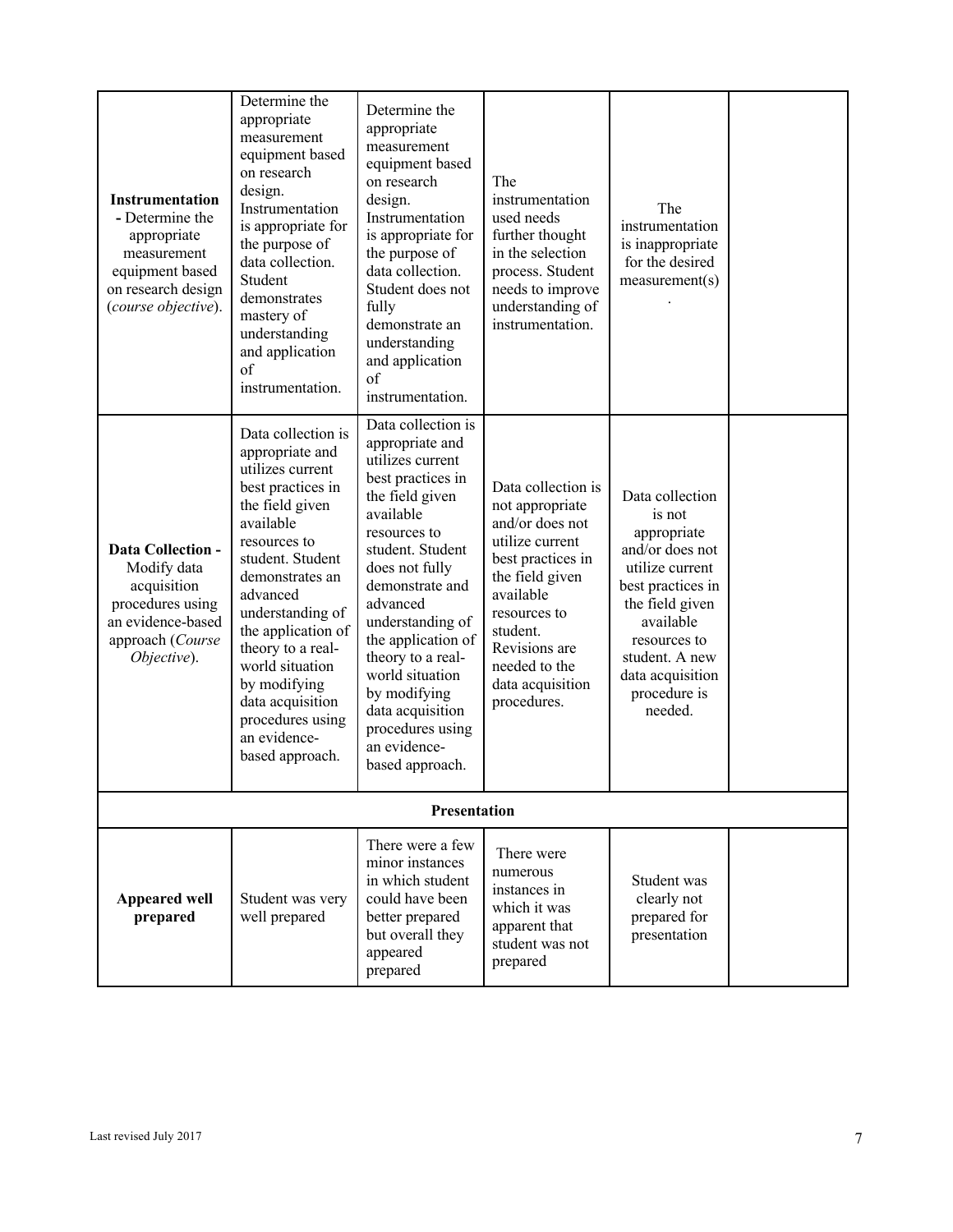| | | | | | |
|---|---|---|---|---|---|
| **Instrumentation** - Determine the appropriate measurement equipment based on research design (*course objective*). | Determine the appropriate measurement equipment based on research design. Instrumentation is appropriate for the purpose of data collection. Student demonstrates mastery of understanding and application of instrumentation. | Determine the appropriate measurement equipment based on research design. Instrumentation is appropriate for the purpose of data collection. Student does not fully demonstrate an understanding and application of instrumentation. | The instrumentation used needs further thought in the selection process. Student needs to improve understanding of instrumentation. | The instrumentation is inappropriate for the desired measurement(s) . | |
| **Data Collection** - Modify data acquisition procedures using an evidence-based approach (*Course Objective*). | Data collection is appropriate and utilizes current best practices in the field given available resources to student. Student demonstrates an advanced understanding of the application of theory to a real-world situation by modifying data acquisition procedures using an evidence-based approach. | Data collection is appropriate and utilizes current best practices in the field given available resources to student. Student does not fully demonstrate and advanced understanding of the application of theory to a real-world situation by modifying data acquisition procedures using an evidence-based approach. | Data collection is not appropriate and/or does not utilize current best practices in the field given available resources to student. Revisions are needed to the data acquisition procedures. | Data collection is not appropriate and/or does not utilize current best practices in the field given available resources to student. A new data acquisition procedure is needed. | |
| **Presentation** | | | | | |
| **Appeared well prepared** | Student was very well prepared | There were a few minor instances in which student could have been better prepared but overall they appeared prepared | There were numerous instances in which it was apparent that student was not prepared | Student was clearly not prepared for presentation | |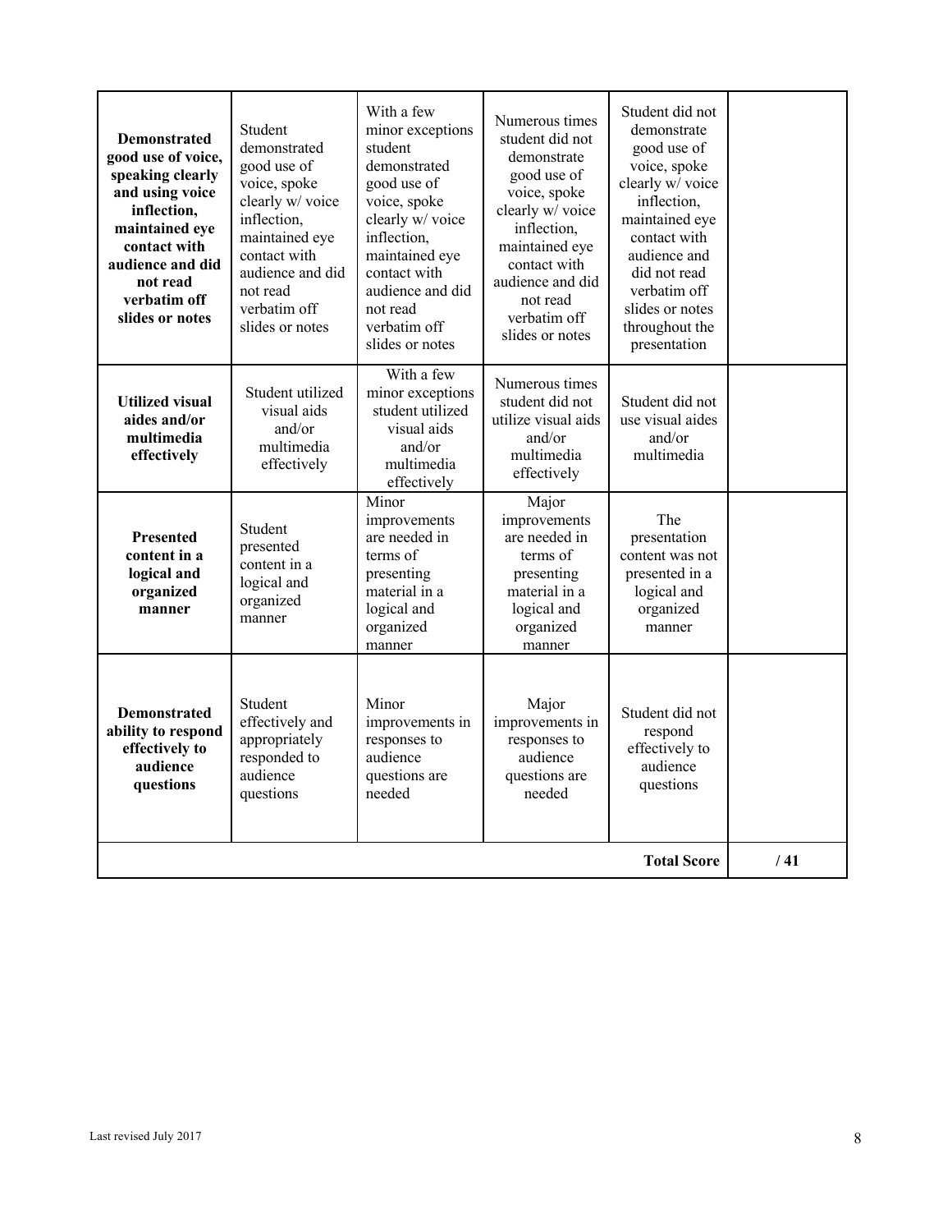| **Demonstrated good use of voice, speaking clearly and using voice inflection, maintained eye contact with audience and did not read verbatim off slides or notes** | Student demonstrated good use of voice, spoke clearly w/ voice inflection, maintained eye contact with audience and did not read verbatim off slides or notes | With a few minor exceptions student demonstrated good use of voice, spoke clearly w/ voice inflection, maintained eye contact with audience and did not read verbatim off slides or notes | Numerous times student did not demonstrate good use of voice, spoke clearly w/ voice inflection, maintained eye contact with audience and did not read verbatim off slides or notes | Student did not demonstrate good use of voice, spoke clearly w/ voice inflection, maintained eye contact with audience and did not read verbatim off slides or notes throughout the presentation | |
|---|---|---|---|---|---|
| **Utilized visual aides and/or multimedia effectively** | Student utilized visual aids and/or multimedia effectively | With a few minor exceptions student utilized visual aids and/or multimedia effectively | Numerous times student did not utilize visual aids and/or multimedia effectively | Student did not use visual aides and/or multimedia | |
| **Presented content in a logical and organized manner** | Student presented content in a logical and organized manner | Minor improvements are needed in terms of presenting material in a logical and organized manner | Major improvements are needed in terms of presenting material in a logical and organized manner | The presentation content was not presented in a logical and organized manner | |
| **Demonstrated ability to respond effectively to audience questions** | Student effectively and appropriately responded to audience questions | Minor improvements in responses to audience questions are needed | Major improvements in responses to audience questions are needed | Student did not respond effectively to audience questions | |
| | | | | **Total Score** | **/ 41** |

Last revised July 2017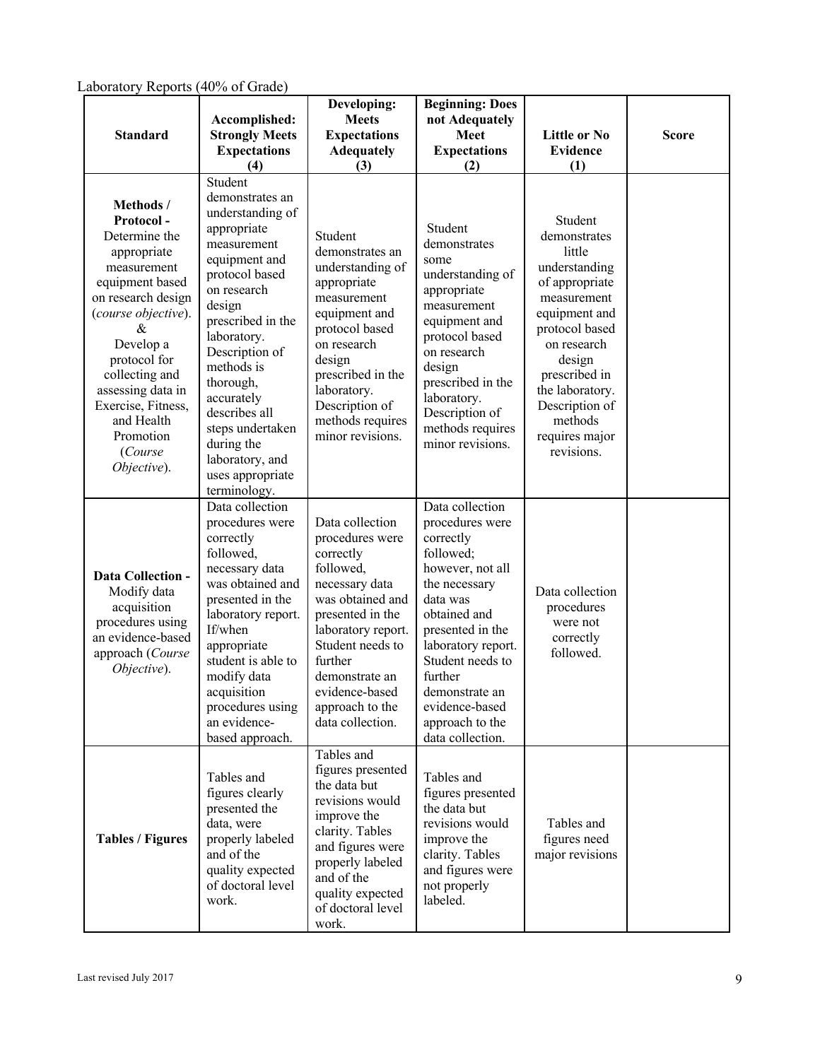Laboratory Reports (40% of Grade)

| Standard | Accomplished: Strongly Meets Expectations (4) | Developing: Meets Expectations Adequately (3) | Beginning: Does not Adequately Meet Expectations (2) | Little or No Evidence (1) | Score |
|---|---|---|---|---|---|
| **Methods / Protocol -** Determine the appropriate measurement equipment based on research design (*course objective*). & Develop a protocol for collecting and assessing data in Exercise, Fitness, and Health Promotion (*Course Objective*). | Student demonstrates an understanding of appropriate measurement equipment and protocol based on research design prescribed in the laboratory. Description of methods is thorough, accurately describes all steps undertaken during the laboratory, and uses appropriate terminology. | Student demonstrates an understanding of appropriate measurement equipment and protocol based on research design prescribed in the laboratory. Description of methods requires minor revisions. | Student demonstrates some understanding of appropriate measurement equipment and protocol based on research design prescribed in the laboratory. Description of methods requires minor revisions. | Student demonstrates little understanding of appropriate measurement equipment and protocol based on research design prescribed in the laboratory. Description of methods requires major revisions. | |
| **Data Collection -** Modify data acquisition procedures using an evidence-based approach (*Course Objective*). | Data collection procedures were correctly followed, necessary data was obtained and presented in the laboratory report. If/when appropriate student is able to modify data acquisition procedures using an evidence-based approach. | Data collection procedures were correctly followed, necessary data was obtained and presented in the laboratory report. Student needs to further demonstrate an evidence-based approach to the data collection. | Data collection procedures were correctly followed; however, not all the necessary data was obtained and presented in the laboratory report. Student needs to further demonstrate an evidence-based approach to the data collection. | Data collection procedures were not correctly followed. | |
| **Tables / Figures** | Tables and figures clearly presented the data, were properly labeled and of the quality expected of doctoral level work. | Tables and figures presented the data but revisions would improve the clarity. Tables and figures were properly labeled and of the quality expected of doctoral level work. | Tables and figures presented the data but revisions would improve the clarity. Tables and figures were not properly labeled. | Tables and figures need major revisions | |

Last revised July 2017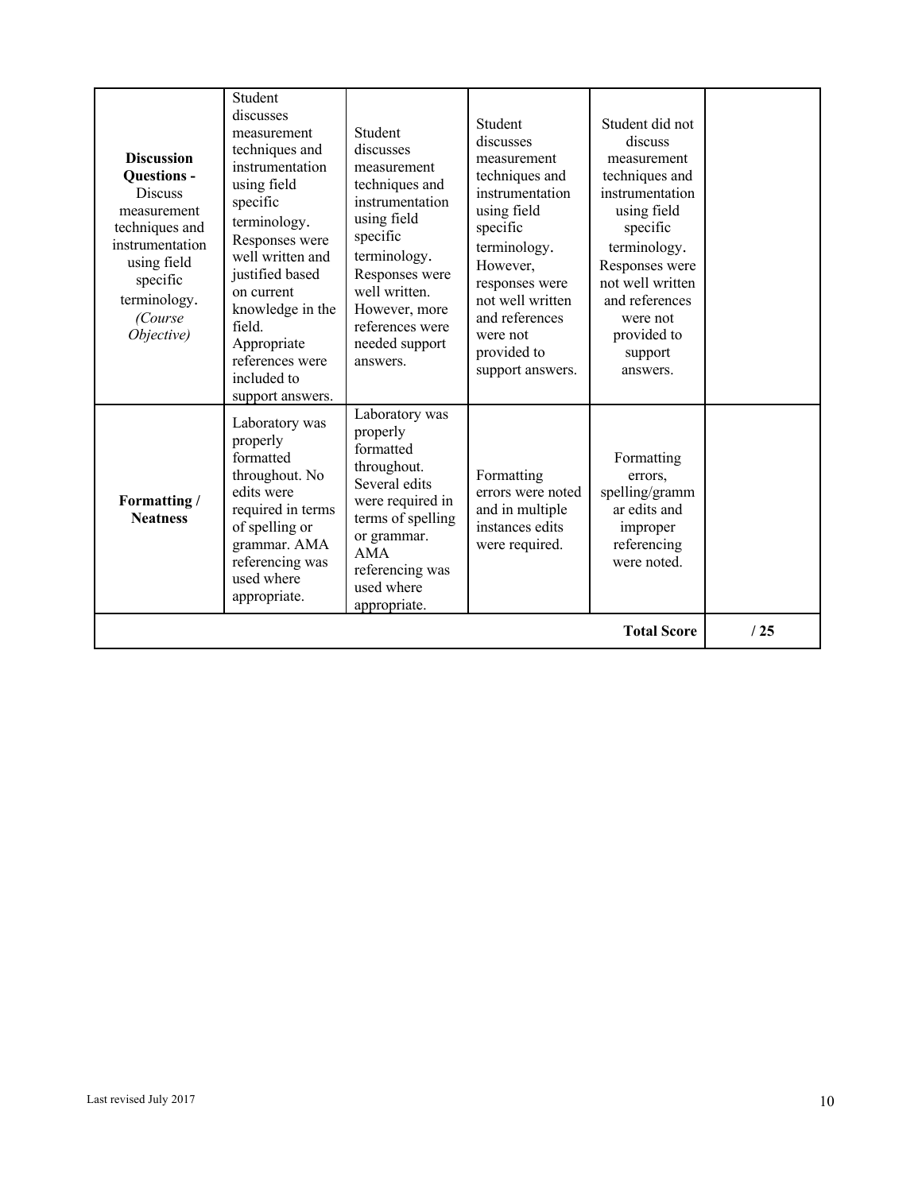| | | | | | |
|---|---|---|---|---|---|
| **Discussion Questions -** Discuss measurement techniques and instrumentation using field specific terminology. *(Course Objective)* | Student discusses measurement techniques and instrumentation using field specific terminology. Responses were well written and justified based on current knowledge in the field. Appropriate references were included to support answers. | Student discusses measurement techniques and instrumentation using field specific terminology. Responses were well written. However, more references were needed support answers. | Student discusses measurement techniques and instrumentation using field specific terminology. However, responses were not well written and references were not provided to support answers. | Student did not discuss measurement techniques and instrumentation using field specific terminology. Responses were not well written and references were not provided to support answers. | |
| **Formatting / Neatness** | Laboratory was properly formatted throughout. No edits were required in terms of spelling or grammar. AMA referencing was used where appropriate. | Laboratory was properly formatted throughout. Several edits were required in terms of spelling or grammar. AMA referencing was used where appropriate. | Formatting errors were noted and in multiple instances edits were required. | Formatting errors, spelling/grammar edits and improper referencing were noted. | |
| | | | | **Total Score** | **/ 25** |

Last revised July 2017